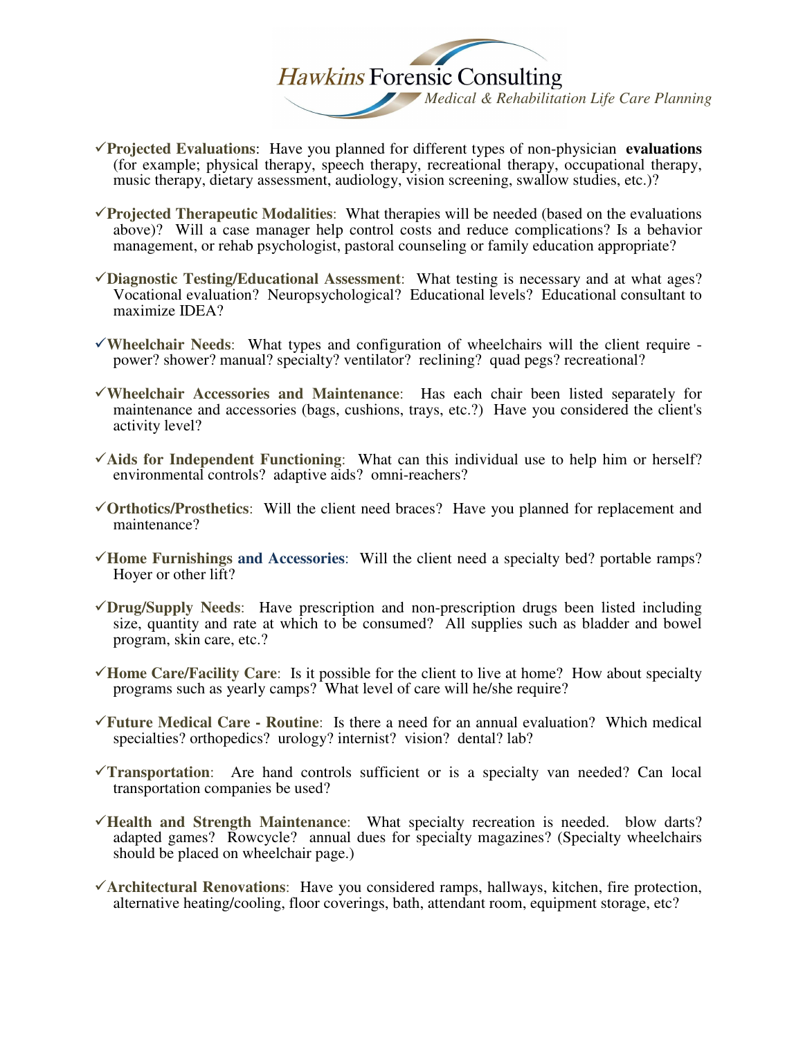# Hawkins Forensic Consulting

*Medical & Rehabilitation Life Care Planning*

- ✓**Projected Evaluations**: Have you planned for different types of non-physician **evaluations** (for example; physical therapy, speech therapy, recreational therapy, occupational therapy, music therapy, dietary assessment, audiology, vision screening, swallow studies, etc.)?

- ✓**Projected Therapeutic Modalities**: What therapies will be needed (based on the evaluations above)? Will a case manager help control costs and reduce complications? Is a behavior management, or rehab psychologist, pastoral counseling or family education appropriate?

- ✓**Diagnostic Testing/Educational Assessment**: What testing is necessary and at what ages? Vocational evaluation? Neuropsychological? Educational levels? Educational consultant to maximize IDEA?

- ✓**Wheelchair Needs**: What types and configuration of wheelchairs will the client require - power? shower? manual? specialty? ventilator? reclining? quad pegs? recreational?

- ✓**Wheelchair Accessories and Maintenance**: Has each chair been listed separately for maintenance and accessories (bags, cushions, trays, etc.?) Have you considered the client's activity level?

- ✓**Aids for Independent Functioning**: What can this individual use to help him or herself? environmental controls? adaptive aids? omni-reachers?

- ✓**Orthotics/Prosthetics**: Will the client need braces? Have you planned for replacement and maintenance?

- ✓**Home Furnishings and Accessories**: Will the client need a specialty bed? portable ramps? Hoyer or other lift?

- ✓**Drug/Supply Needs**: Have prescription and non-prescription drugs been listed including size, quantity and rate at which to be consumed? All supplies such as bladder and bowel program, skin care, etc.?

- ✓**Home Care/Facility Care**: Is it possible for the client to live at home? How about specialty programs such as yearly camps? What level of care will he/she require?

- ✓**Future Medical Care - Routine**: Is there a need for an annual evaluation? Which medical specialties? orthopedics? urology? internist? vision? dental? lab?

- ✓**Transportation**: Are hand controls sufficient or is a specialty van needed? Can local transportation companies be used?

- ✓**Health and Strength Maintenance**: What specialty recreation is needed. blow darts? adapted games? Rowcycle? annual dues for specialty magazines? (Specialty wheelchairs should be placed on wheelchair page.)

- ✓**Architectural Renovations**: Have you considered ramps, hallways, kitchen, fire protection, alternative heating/cooling, floor coverings, bath, attendant room, equipment storage, etc?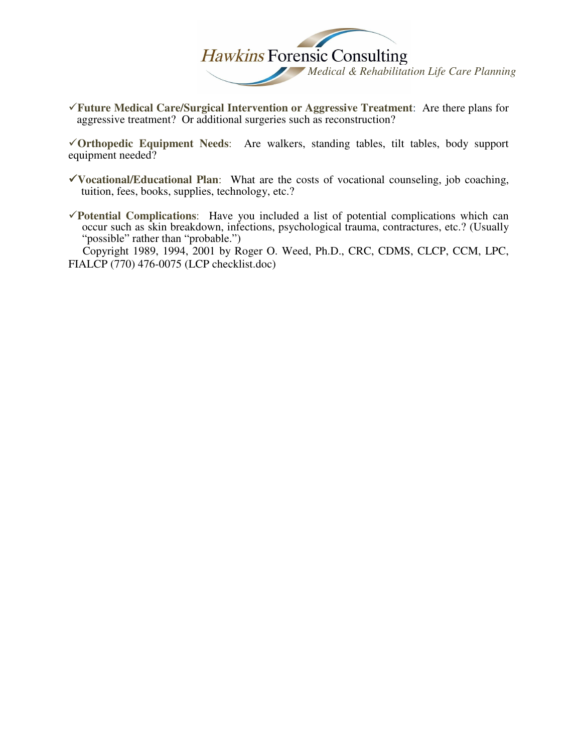✓**Future Medical Care/Surgical Intervention or Aggressive Treatment**: Are there plans for aggressive treatment? Or additional surgeries such as reconstruction?

✓**Orthopedic Equipment Needs**: Are walkers, standing tables, tilt tables, body support equipment needed?

✓**Vocational/Educational Plan**: What are the costs of vocational counseling, job coaching, tuition, fees, books, supplies, technology, etc.?

✓**Potential Complications**: Have you included a list of potential complications which can occur such as skin breakdown, infections, psychological trauma, contractures, etc.? (Usually "possible" rather than "probable.")

Copyright 1989, 1994, 2001 by Roger O. Weed, Ph.D., CRC, CDMS, CLCP, CCM, LPC, FIALCP (770) 476-0075 (LCP checklist.doc)